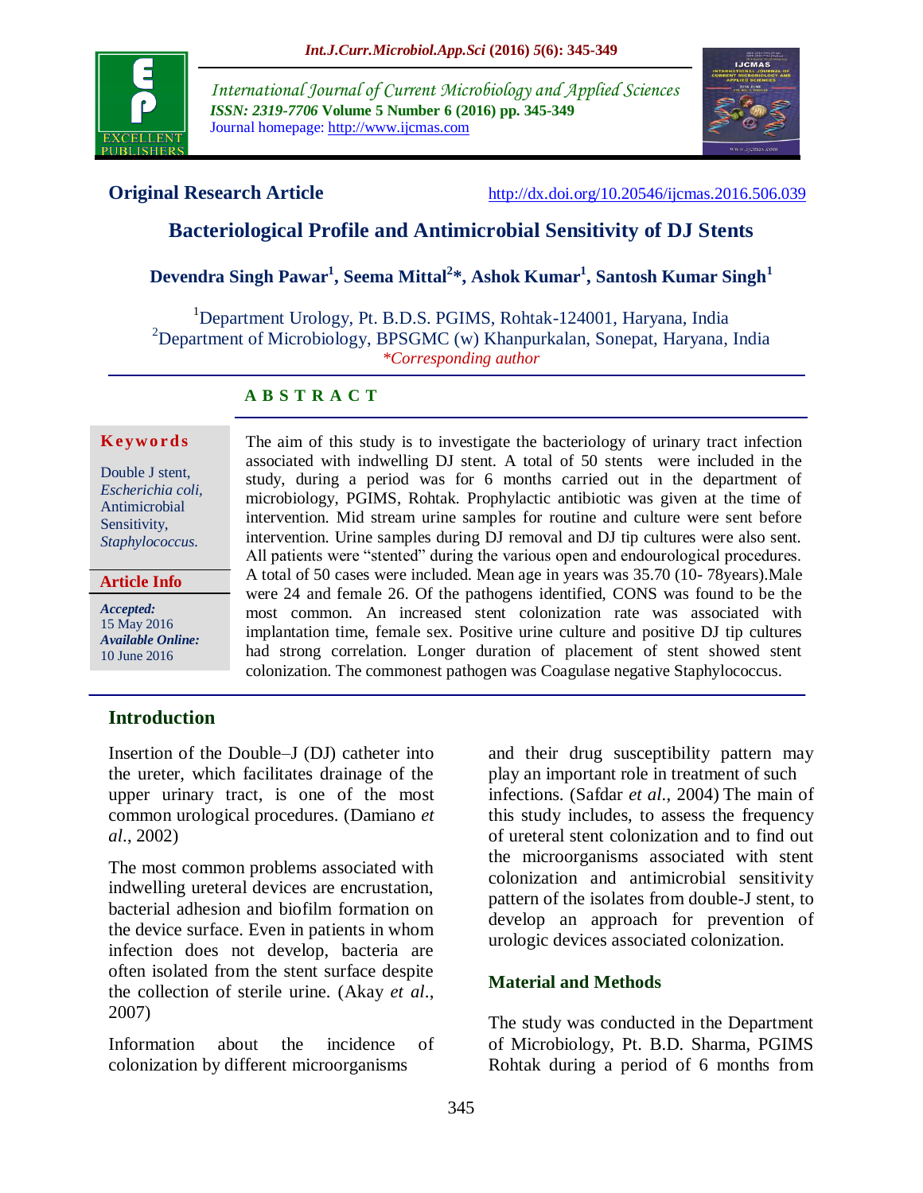**Original Research Article** http://dx.doi.org/10.20546/ijcmas.2016.506.039

# Bacteriological Profile and Antimicrobial Sensitivity of DJ Stents

**Devendra Singh Pawar[1], Seema Mittal[2]*, Ashok Kumar[1], Santosh Kumar Singh[1]**

[1]Department Urology, Pt. B.D.S. PGIMS, Rohtak-124001, Haryana, India
[2]Department of Microbiology, BPSGMC (w) Khanpurkalan, Sonepat, Haryana, India
*Corresponding author

## A B S T R A C T

**Keywords**

Double J stent, *Escherichia coli,* Antimicrobial Sensitivity, *Staphylococcus.*

**Article Info**

***Accepted:*** 15 May 2016
***Available Online:*** 10 June 2016

The aim of this study is to investigate the bacteriology of urinary tract infection associated with indwelling DJ stent. A total of 50 stents were included in the study, during a period was for 6 months carried out in the department of microbiology, PGIMS, Rohtak. Prophylactic antibiotic was given at the time of intervention. Mid stream urine samples for routine and culture were sent before intervention. Urine samples during DJ removal and DJ tip cultures were also sent. All patients were "stented" during the various open and endourological procedures. A total of 50 cases were included. Mean age in years was 35.70 (10- 78years).Male were 24 and female 26. Of the pathogens identified, CONS was found to be the most common. An increased stent colonization rate was associated with implantation time, female sex. Positive urine culture and positive DJ tip cultures had strong correlation. Longer duration of placement of stent showed stent colonization. The commonest pathogen was Coagulase negative Staphylococcus.

## Introduction

Insertion of the Double–J (DJ) catheter into the ureter, which facilitates drainage of the upper urinary tract, is one of the most common urological procedures. (Damiano *et al*., 2002)

The most common problems associated with indwelling ureteral devices are encrustation, bacterial adhesion and biofilm formation on the device surface. Even in patients in whom infection does not develop, bacteria are often isolated from the stent surface despite the collection of sterile urine. (Akay *et al*., 2007)

Information about the incidence of colonization by different microorganisms and their drug susceptibility pattern may play an important role in treatment of such infections. (Safdar *et al*., 2004) The main of this study includes, to assess the frequency of ureteral stent colonization and to find out the microorganisms associated with stent colonization and antimicrobial sensitivity pattern of the isolates from double-J stent, to develop an approach for prevention of urologic devices associated colonization.

## Material and Methods

The study was conducted in the Department of Microbiology, Pt. B.D. Sharma, PGIMS Rohtak during a period of 6 months from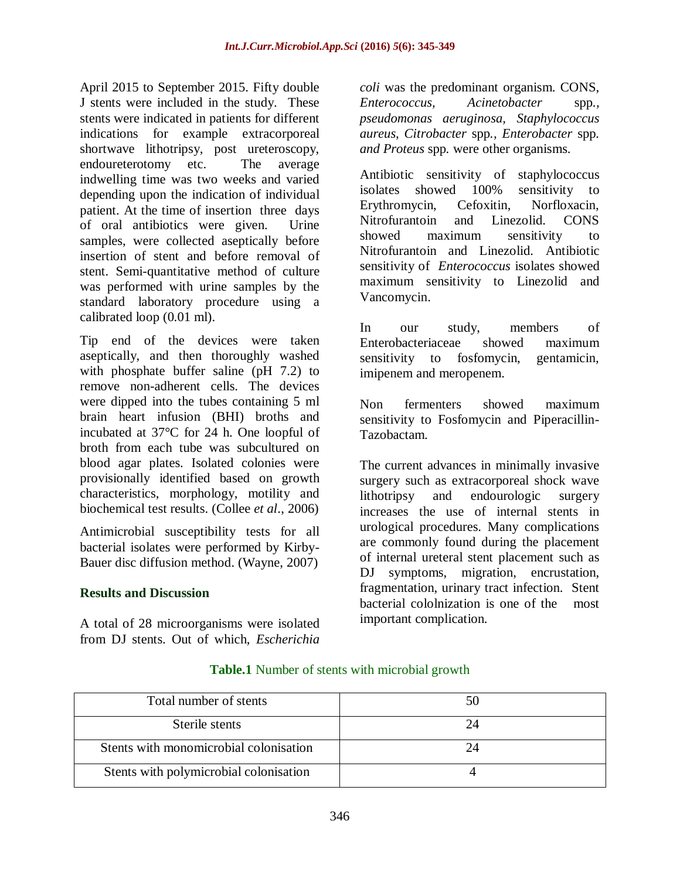April 2015 to September 2015. Fifty double J stents were included in the study. These stents were indicated in patients for different indications for example extracorporeal shortwave lithotripsy, post ureteroscopy, endoureterotomy etc. The average indwelling time was two weeks and varied depending upon the indication of individual patient. At the time of insertion three days of oral antibiotics were given. Urine samples, were collected aseptically before insertion of stent and before removal of stent. Semi-quantitative method of culture was performed with urine samples by the standard laboratory procedure using a calibrated loop (0.01 ml).

Tip end of the devices were taken aseptically, and then thoroughly washed with phosphate buffer saline (pH 7.2) to remove non-adherent cells. The devices were dipped into the tubes containing 5 ml brain heart infusion (BHI) broths and incubated at 37°C for 24 h. One loopful of broth from each tube was subcultured on blood agar plates. Isolated colonies were provisionally identified based on growth characteristics, morphology, motility and biochemical test results. (Collee *et al*., 2006)

Antimicrobial susceptibility tests for all bacterial isolates were performed by Kirby-Bauer disc diffusion method. (Wayne, 2007)

## Results and Discussion

A total of 28 microorganisms were isolated from DJ stents. Out of which, *Escherichia coli* was the predominant organism. CONS, *Enterococcus, Acinetobacter* spp., *pseudomonas aeruginosa, Staphylococcus aureus, Citrobacter* spp., *Enterobacter* spp. *and Proteus* spp. were other organisms.

Antibiotic sensitivity of staphylococcus isolates showed 100% sensitivity to Erythromycin, Cefoxitin, Norfloxacin, Nitrofurantoin and Linezolid. CONS showed maximum sensitivity to Nitrofurantoin and Linezolid. Antibiotic sensitivity of *Enterococcus* isolates showed maximum sensitivity to Linezolid and Vancomycin.

In our study, members of Enterobacteriaceae showed maximum sensitivity to fosfomycin, gentamicin, imipenem and meropenem.

Non fermenters showed maximum sensitivity to Fosfomycin and Piperacillin-Tazobactam.

The current advances in minimally invasive surgery such as extracorporeal shock wave lithotripsy and endourologic surgery increases the use of internal stents in urological procedures. Many complications are commonly found during the placement of internal ureteral stent placement such as DJ symptoms, migration, encrustation, fragmentation, urinary tract infection. Stent bacterial cololnization is one of the most important complication.

**Table.1** Number of stents with microbial growth

| Total number of stents | 50 |
| --- | --- |
| Sterile stents | 24 |
| Stents with monomicrobial colonisation | 24 |
| Stents with polymicrobial colonisation | 4 |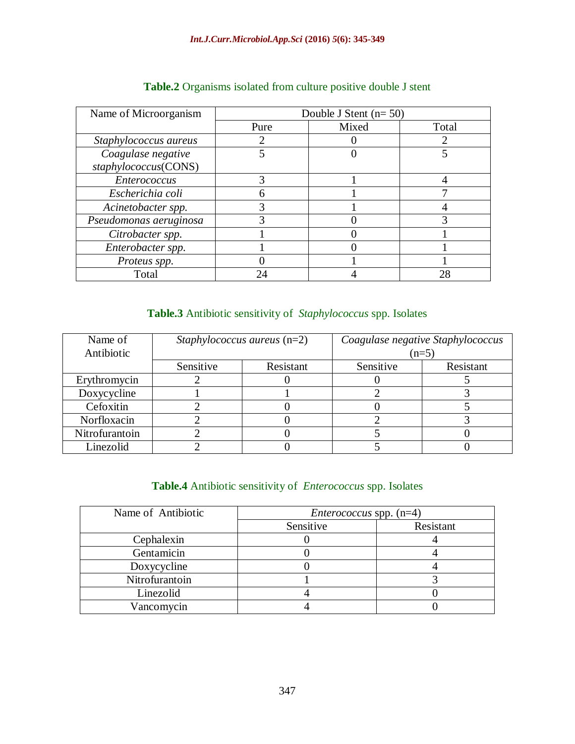**Table.2** Organisms isolated from culture positive double J stent

| Name of Microorganism | Double J Stent (n= 50) | | |
|---|---|---|---|
| | Pure | Mixed | Total |
| *Staphylococcus aureus* | 2 | 0 | 2 |
| *Coagulase negative staphylococcus*(CONS) | 5 | 0 | 5 |
| *Enterococcus* | 3 | 1 | 4 |
| *Escherichia coli* | 6 | 1 | 7 |
| *Acinetobacter spp.* | 3 | 1 | 4 |
| *Pseudomonas aeruginosa* | 3 | 0 | 3 |
| *Citrobacter spp.* | 1 | 0 | 1 |
| *Enterobacter spp.* | 1 | 0 | 1 |
| *Proteus spp.* | 0 | 1 | 1 |
| Total | 24 | 4 | 28 |

**Table.3** Antibiotic sensitivity of *Staphylococcus* spp. Isolates

| Name of Antibiotic | *Staphylococcus aureus* (n=2) | | *Coagulase negative Staphylococcus* (n=5) | |
|---|---|---|---|---|
| | Sensitive | Resistant | Sensitive | Resistant |
| Erythromycin | 2 | 0 | 0 | 5 |
| Doxycycline | 1 | 1 | 2 | 3 |
| Cefoxitin | 2 | 0 | 0 | 5 |
| Norfloxacin | 2 | 0 | 2 | 3 |
| Nitrofurantoin | 2 | 0 | 5 | 0 |
| Linezolid | 2 | 0 | 5 | 0 |

**Table.4** Antibiotic sensitivity of *Enterococcus* spp. Isolates

| Name of Antibiotic | *Enterococcus* spp. (n=4) | |
|---|---|---|
| | Sensitive | Resistant |
| Cephalexin | 0 | 4 |
| Gentamicin | 0 | 4 |
| Doxycycline | 0 | 4 |
| Nitrofurantoin | 1 | 3 |
| Linezolid | 4 | 0 |
| Vancomycin | 4 | 0 |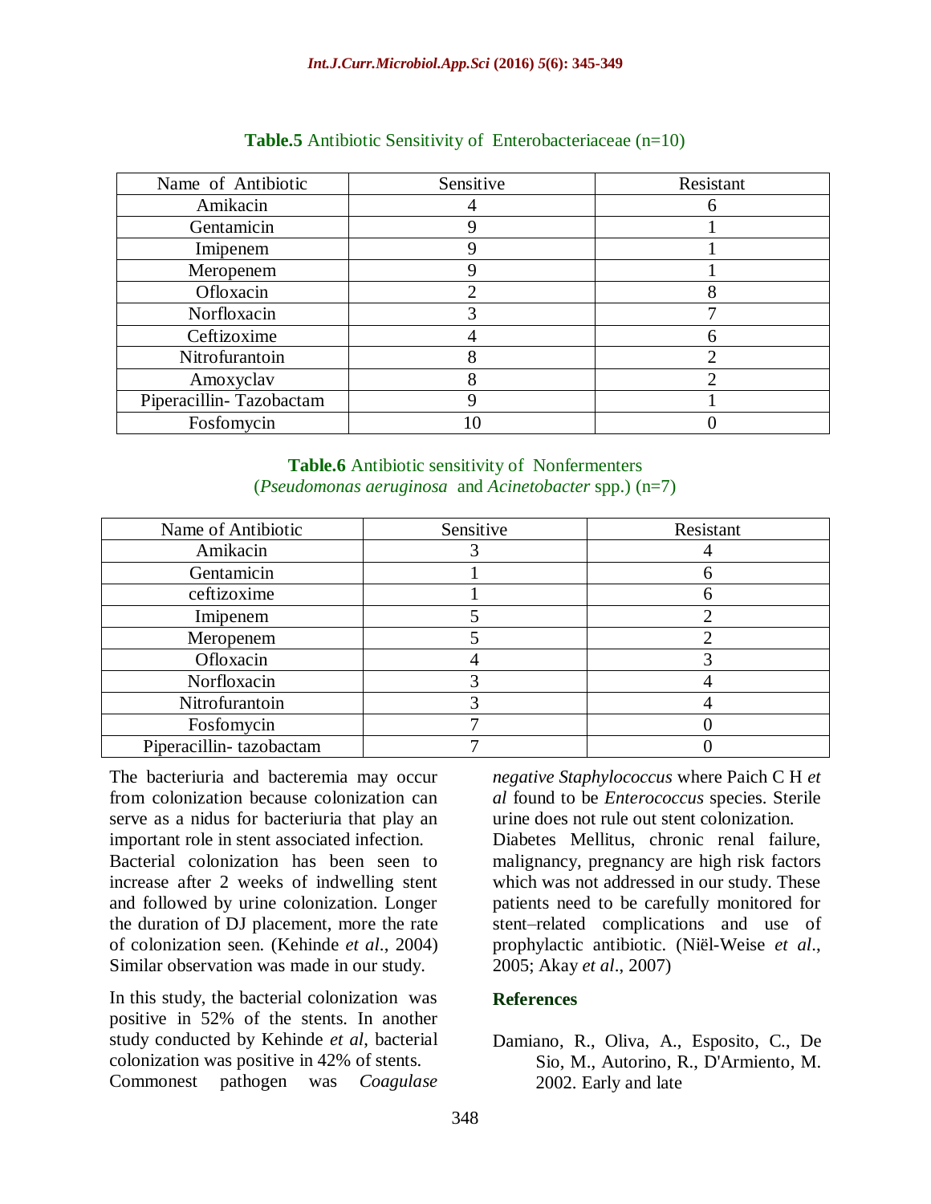**Table.5** Antibiotic Sensitivity of Enterobacteriaceae (n=10)

| Name of Antibiotic | Sensitive | Resistant |
|---|---|---|
| Amikacin | 4 | 6 |
| Gentamicin | 9 | 1 |
| Imipenem | 9 | 1 |
| Meropenem | 9 | 1 |
| Ofloxacin | 2 | 8 |
| Norfloxacin | 3 | 7 |
| Ceftizoxime | 4 | 6 |
| Nitrofurantoin | 8 | 2 |
| Amoxyclav | 8 | 2 |
| Piperacillin- Tazobactam | 9 | 1 |
| Fosfomycin | 10 | 0 |

**Table.6** Antibiotic sensitivity of Nonfermenters (*Pseudomonas aeruginosa* and *Acinetobacter* spp.) (n=7)

| Name of Antibiotic | Sensitive | Resistant |
|---|---|---|
| Amikacin | 3 | 4 |
| Gentamicin | 1 | 6 |
| ceftizoxime | 1 | 6 |
| Imipenem | 5 | 2 |
| Meropenem | 5 | 2 |
| Ofloxacin | 4 | 3 |
| Norfloxacin | 3 | 4 |
| Nitrofurantoin | 3 | 4 |
| Fosfomycin | 7 | 0 |
| Piperacillin- tazobactam | 7 | 0 |

The bacteriuria and bacteremia may occur from colonization because colonization can serve as a nidus for bacteriuria that play an important role in stent associated infection. Bacterial colonization has been seen to increase after 2 weeks of indwelling stent and followed by urine colonization. Longer the duration of DJ placement, more the rate of colonization seen. (Kehinde *et al*., 2004) Similar observation was made in our study.

In this study, the bacterial colonization was positive in 52% of the stents. In another study conducted by Kehinde *et al*, bacterial colonization was positive in 42% of stents. Commonest pathogen was *Coagulase negative Staphylococcus* where Paich C H *et al* found to be *Enterococcus* species. Sterile urine does not rule out stent colonization. Diabetes Mellitus, chronic renal failure, malignancy, pregnancy are high risk factors which was not addressed in our study. These patients need to be carefully monitored for stent–related complications and use of prophylactic antibiotic. (Niël-Weise *et al*., 2005; Akay *et al*., 2007)

## References

Damiano, R., Oliva, A., Esposito, C., De Sio, M., Autorino, R., D'Armiento, M. 2002. Early and late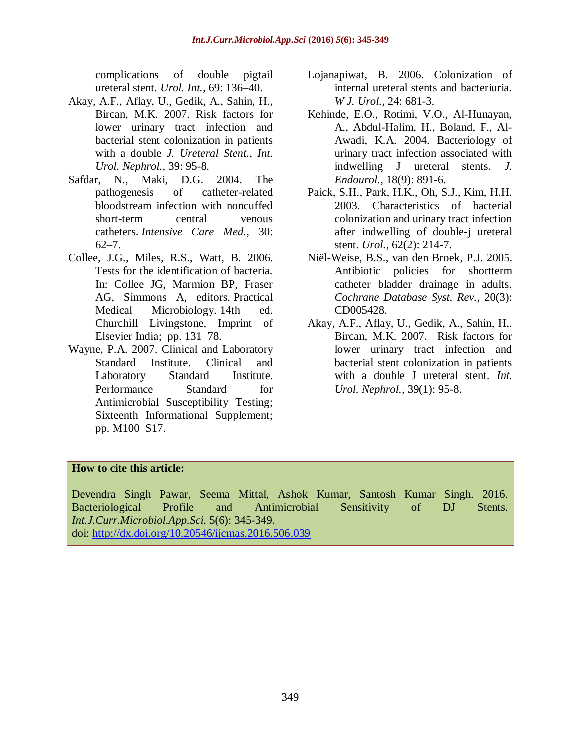complications of double pigtail ureteral stent. *Urol. Int.,* 69: 136–40.

Akay, A.F., Aflay, U., Gedik, A., Sahin, H., Bircan, M.K. 2007. Risk factors for lower urinary tract infection and bacterial stent colonization in patients with a double *J. Ureteral Stent., Int. Urol. Nephrol.,* 39: 95-8.

Safdar, N., Maki, D.G. 2004. The pathogenesis of catheter-related bloodstream infection with noncuffed short-term central venous catheters. *Intensive Care Med.,* 30: 62–7.

Collee, J.G., Miles, R.S., Watt, B. 2006. Tests for the identification of bacteria. In: Collee JG, Marmion BP, Fraser AG, Simmons A, editors. Practical Medical Microbiology. 14th ed. Churchill Livingstone, Imprint of Elsevier India; pp. 131–78.

Wayne, P.A. 2007. Clinical and Laboratory Standard Institute. Clinical and Laboratory Standard Institute. Performance Standard for Antimicrobial Susceptibility Testing; Sixteenth Informational Supplement; pp. M100–S17.

Lojanapiwat, B. 2006. Colonization of internal ureteral stents and bacteriuria. *W J. Urol.,* 24: 681-3.

Kehinde, E.O., Rotimi, V.O., Al-Hunayan, A., Abdul-Halim, H., Boland, F., Al-Awadi, K.A. 2004. Bacteriology of urinary tract infection associated with indwelling J ureteral stents. *J. Endourol.,* 18(9): 891-6.

Paick, S.H., Park, H.K., Oh, S.J., Kim, H.H. 2003. Characteristics of bacterial colonization and urinary tract infection after indwelling of double-j ureteral stent. *Urol.,* 62(2): 214-7.

Niël-Weise, B.S., van den Broek, P.J. 2005. Antibiotic policies for shortterm catheter bladder drainage in adults. *Cochrane Database Syst. Rev.,* 20(3): CD005428.

Akay, A.F., Aflay, U., Gedik, A., Sahin, H,. Bircan, M.K. 2007. Risk factors for lower urinary tract infection and bacterial stent colonization in patients with a double J ureteral stent. *Int. Urol. Nephrol.,* 39(1): 95-8.

**How to cite this article:**

Devendra Singh Pawar, Seema Mittal, Ashok Kumar, Santosh Kumar Singh. 2016. Bacteriological Profile and Antimicrobial Sensitivity of DJ Stents. *Int.J.Curr.Microbiol.App.Sci.* 5(6): 345-349.
doi: http://dx.doi.org/10.20546/ijcmas.2016.506.039